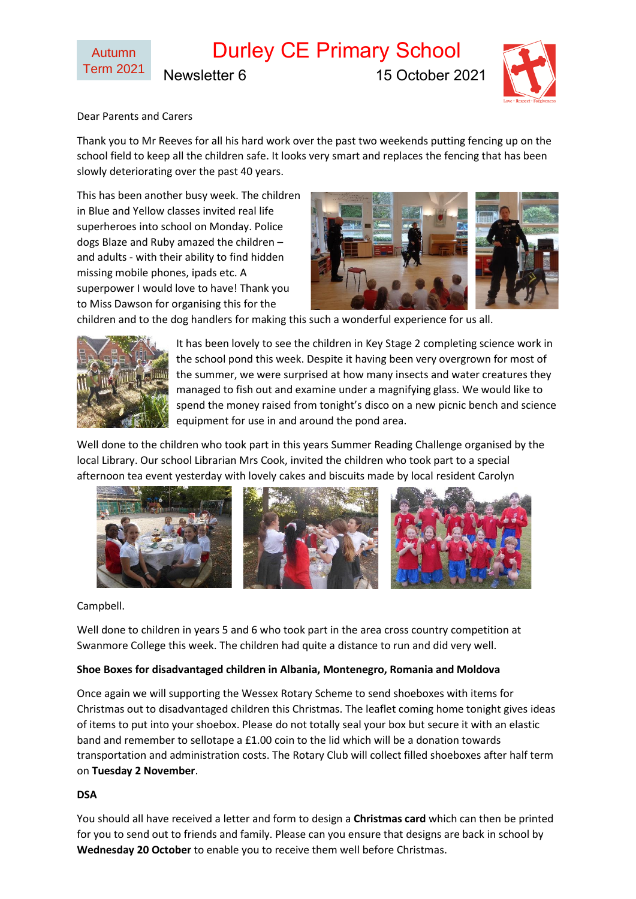Autumn Term 2021

# Durley CE Primary School

Newsletter 6 15 October 2021

Dear Parents and Carers

Thank you to Mr Reeves for all his hard work over the past two weekends putting fencing up on the school field to keep all the children safe. It looks very smart and replaces the fencing that has been slowly deteriorating over the past 40 years.

This has been another busy week. The children in Blue and Yellow classes invited real life superheroes into school on Monday. Police dogs Blaze and Ruby amazed the children – and adults - with their ability to find hidden missing mobile phones, ipads etc. A superpower I would love to have! Thank you to Miss Dawson for organising this for the children and to the dog handlers for making this such a wonderful experience for us all.

It has been lovely to see the children in Key Stage 2 completing science work in the school pond this week. Despite it having been very overgrown for most of the summer, we were surprised at how many insects and water creatures they managed to fish out and examine under a magnifying glass. We would like to spend the money raised from tonight's disco on a new picnic bench and science equipment for use in and around the pond area.

Well done to the children who took part in this years Summer Reading Challenge organised by the local Library. Our school Librarian Mrs Cook, invited the children who took part to a special afternoon tea event yesterday with lovely cakes and biscuits made by local resident Carolyn Campbell.

Well done to children in years 5 and 6 who took part in the area cross country competition at Swanmore College this week. The children had quite a distance to run and did very well.

**Shoe Boxes for disadvantaged children in Albania, Montenegro, Romania and Moldova**

Once again we will supporting the Wessex Rotary Scheme to send shoeboxes with items for Christmas out to disadvantaged children this Christmas. The leaflet coming home tonight gives ideas of items to put into your shoebox. Please do not totally seal your box but secure it with an elastic band and remember to sellotape a £1.00 coin to the lid which will be a donation towards transportation and administration costs. The Rotary Club will collect filled shoeboxes after half term on **Tuesday 2 November**.

**DSA**

You should all have received a letter and form to design a **Christmas card** which can then be printed for you to send out to friends and family. Please can you ensure that designs are back in school by **Wednesday 20 October** to enable you to receive them well before Christmas.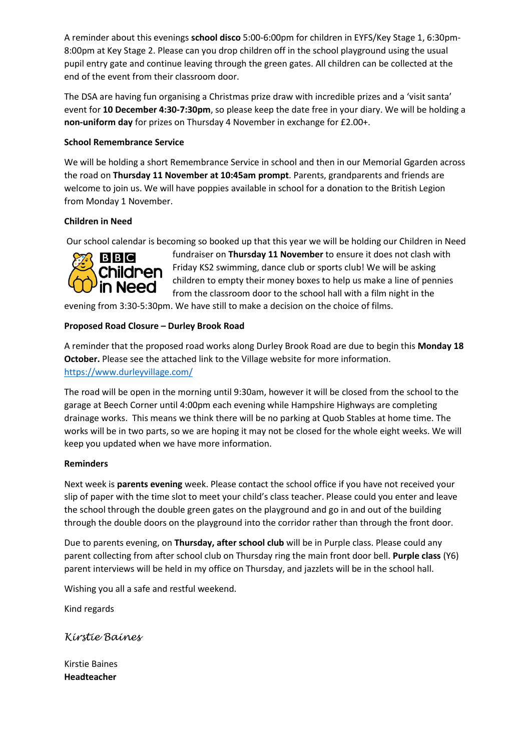A reminder about this evenings **school disco** 5:00-6:00pm for children in EYFS/Key Stage 1, 6:30pm-8:00pm at Key Stage 2. Please can you drop children off in the school playground using the usual pupil entry gate and continue leaving through the green gates. All children can be collected at the end of the event from their classroom door.

The DSA are having fun organising a Christmas prize draw with incredible prizes and a 'visit santa' event for **10 December 4:30-7:30pm**, so please keep the date free in your diary. We will be holding a **non-uniform day** for prizes on Thursday 4 November in exchange for £2.00+.

**School Remembrance Service**

We will be holding a short Remembrance Service in school and then in our Memorial Ggarden across the road on **Thursday 11 November at 10:45am prompt**. Parents, grandparents and friends are welcome to join us. We will have poppies available in school for a donation to the British Legion from Monday 1 November.

**Children in Need**

Our school calendar is becoming so booked up that this year we will be holding our Children in Need fundraiser on **Thursday 11 November** to ensure it does not clash with Friday KS2 swimming, dance club or sports club! We will be asking children to empty their money boxes to help us make a line of pennies from the classroom door to the school hall with a film night in the evening from 3:30-5:30pm. We have still to make a decision on the choice of films.

**Proposed Road Closure – Durley Brook Road**

A reminder that the proposed road works along Durley Brook Road are due to begin this **Monday 18 October.** Please see the attached link to the Village website for more information.
https://www.durleyvillage.com/

The road will be open in the morning until 9:30am, however it will be closed from the school to the garage at Beech Corner until 4:00pm each evening while Hampshire Highways are completing drainage works. This means we think there will be no parking at Quob Stables at home time. The works will be in two parts, so we are hoping it may not be closed for the whole eight weeks. We will keep you updated when we have more information.

**Reminders**

Next week is **parents evening** week. Please contact the school office if you have not received your slip of paper with the time slot to meet your child's class teacher. Please could you enter and leave the school through the double green gates on the playground and go in and out of the building through the double doors on the playground into the corridor rather than through the front door.

Due to parents evening, on **Thursday, after school club** will be in Purple class. Please could any parent collecting from after school club on Thursday ring the main front door bell. **Purple class** (Y6) parent interviews will be held in my office on Thursday, and jazzlets will be in the school hall.

Wishing you all a safe and restful weekend.

Kind regards

*Kirstie Baines*

Kirstie Baines
**Headteacher**